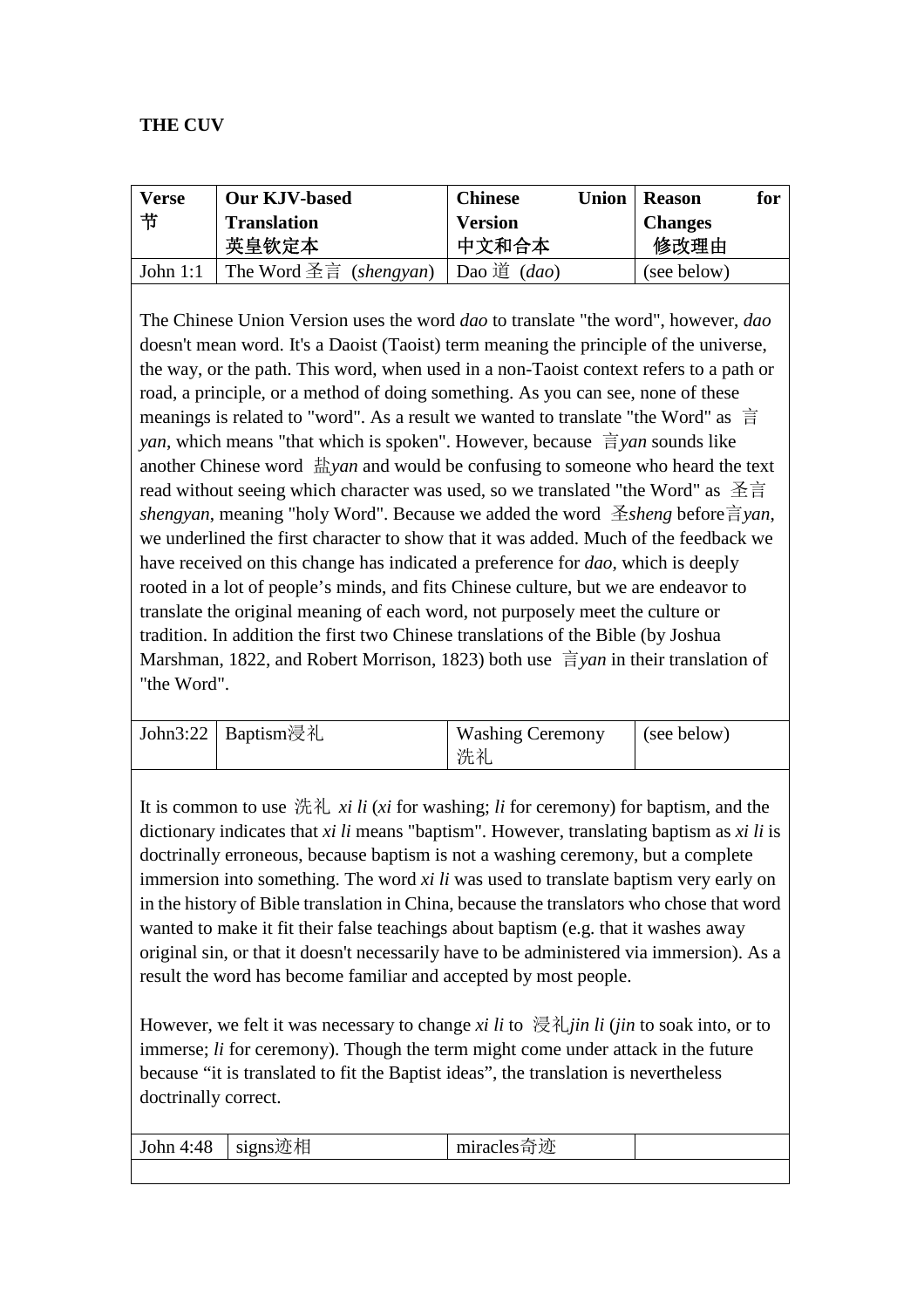**THE CUV**

| Verse 节 | Our KJV-based Translation 英皇钦定本 | Chinese Union Version 中文和合本 | Reason for Changes 修改理由 |
|---|---|---|---|
| John 1:1 | The Word 圣言 (*shengyan*) | Dao 道 (*dao*) | (see below) |

The Chinese Union Version uses the word *dao* to translate "the word", however, *dao* doesn't mean word. It's a Daoist (Taoist) term meaning the principle of the universe, the way, or the path. This word, when used in a non-Taoist context refers to a path or road, a principle, or a method of doing something. As you can see, none of these meanings is related to "word". As a result we wanted to translate "the Word" as 言 *yan*, which means "that which is spoken". However, because 言*yan* sounds like another Chinese word 盐*yan* and would be confusing to someone who heard the text read without seeing which character was used, so we translated "the Word" as 圣言 *shengyan*, meaning "holy Word". Because we added the word 圣*sheng* before言*yan*, we underlined the first character to show that it was added. Much of the feedback we have received on this change has indicated a preference for *dao,* which is deeply rooted in a lot of people's minds, and fits Chinese culture, but we are endeavor to translate the original meaning of each word, not purposely meet the culture or tradition. In addition the first two Chinese translations of the Bible (by Joshua Marshman, 1822, and Robert Morrison, 1823) both use 言*yan* in their translation of "the Word".

| Verse 节 | Our KJV-based Translation 英皇钦定本 | Chinese Union Version 中文和合本 | Reason for Changes 修改理由 |
|---|---|---|---|
| John3:22 | Baptism浸礼 | Washing Ceremony 洗礼 | (see below) |

It is common to use 洗礼 *xi li* (*xi* for washing; *li* for ceremony) for baptism, and the dictionary indicates that *xi li* means "baptism". However, translating baptism as *xi li* is doctrinally erroneous, because baptism is not a washing ceremony, but a complete immersion into something. The word *xi li* was used to translate baptism very early on in the history of Bible translation in China, because the translators who chose that word wanted to make it fit their false teachings about baptism (e.g. that it washes away original sin, or that it doesn't necessarily have to be administered via immersion). As a result the word has become familiar and accepted by most people.

However, we felt it was necessary to change *xi li* to 浸礼*jin li* (*jin* to soak into, or to immerse; *li* for ceremony). Though the term might come under attack in the future because "it is translated to fit the Baptist ideas", the translation is nevertheless doctrinally correct.

| Verse 节 | Our KJV-based Translation 英皇钦定本 | Chinese Union Version 中文和合本 | Reason for Changes 修改理由 |
|---|---|---|---|
| John 4:48 | signs迹相 | miracles奇迹 | |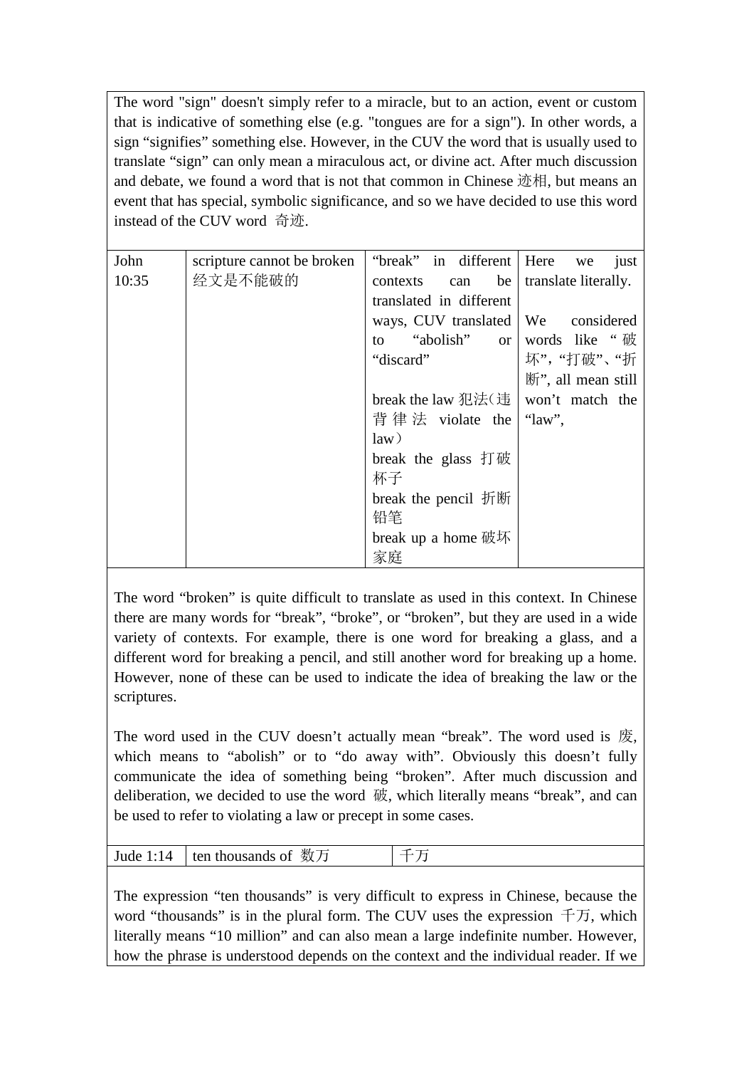The word "sign" doesn't simply refer to a miracle, but to an action, event or custom that is indicative of something else (e.g. "tongues are for a sign"). In other words, a sign “signifies” something else. However, in the CUV the word that is usually used to translate “sign” can only mean a miraculous act, or divine act. After much discussion and debate, we found a word that is not that common in Chinese 迹相, but means an event that has special, symbolic significance, and so we have decided to use this word instead of the CUV word 奇迹.

| John 10:35 | scripture cannot be broken 经文是不能破的 | “break” in different contexts can be translated in different ways, CUV translated to “abolish” or “discard”<br><br>break the law 犯法(违背律法 violate the law)<br>break the glass 打破杯子<br>break the pencil 折断铅笔<br>break up a home 破坏家庭 | Here we just translate literally.<br><br>We considered words like “破坏”, “打破”、“折断”, all mean still won’t match the “law”, |
|---|---|---|---|

The word “broken” is quite difficult to translate as used in this context. In Chinese there are many words for “break”, “broke”, or “broken”, but they are used in a wide variety of contexts. For example, there is one word for breaking a glass, and a different word for breaking a pencil, and still another word for breaking up a home. However, none of these can be used to indicate the idea of breaking the law or the scriptures.

The word used in the CUV doesn’t actually mean “break”. The word used is 废, which means to “abolish” or to “do away with”. Obviously this doesn’t fully communicate the idea of something being “broken”. After much discussion and deliberation, we decided to use the word 破, which literally means “break”, and can be used to refer to violating a law or precept in some cases.

| Jude 1:14 | ten thousands of 数万 | 千万 |
|---|---|---|

The expression “ten thousands” is very difficult to express in Chinese, because the word “thousands” is in the plural form. The CUV uses the expression 千万, which literally means “10 million” and can also mean a large indefinite number. However, how the phrase is understood depends on the context and the individual reader. If we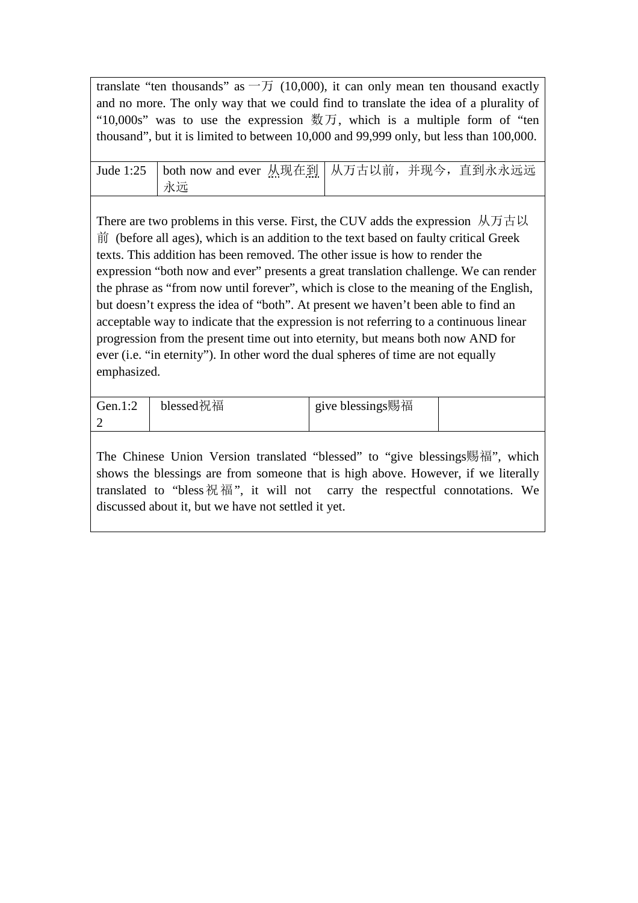translate "ten thousands" as 一万 (10,000), it can only mean ten thousand exactly and no more. The only way that we could find to translate the idea of a plurality of "10,000s" was to use the expression 数万, which is a multiple form of "ten thousand", but it is limited to between 10,000 and 99,999 only, but less than 100,000.

| | | |
|---|---|---|
| Jude 1:25 | both now and ever 从现在到永远 | 从万古以前，并现今，直到永永远远 |

There are two problems in this verse. First, the CUV adds the expression 从万古以前 (before all ages), which is an addition to the text based on faulty critical Greek texts. This addition has been removed. The other issue is how to render the expression "both now and ever" presents a great translation challenge. We can render the phrase as "from now until forever", which is close to the meaning of the English, but doesn't express the idea of "both". At present we haven't been able to find an acceptable way to indicate that the expression is not referring to a continuous linear progression from the present time out into eternity, but means both now AND for ever (i.e. "in eternity"). In other word the dual spheres of time are not equally emphasized.

| | | | |
|---|---|---|---|
| Gen.1:22 | blessed祝福 | give blessings赐福 | |

The Chinese Union Version translated "blessed" to "give blessings赐福", which shows the blessings are from someone that is high above. However, if we literally translated to "bless祝福", it will not carry the respectful connotations. We discussed about it, but we have not settled it yet.